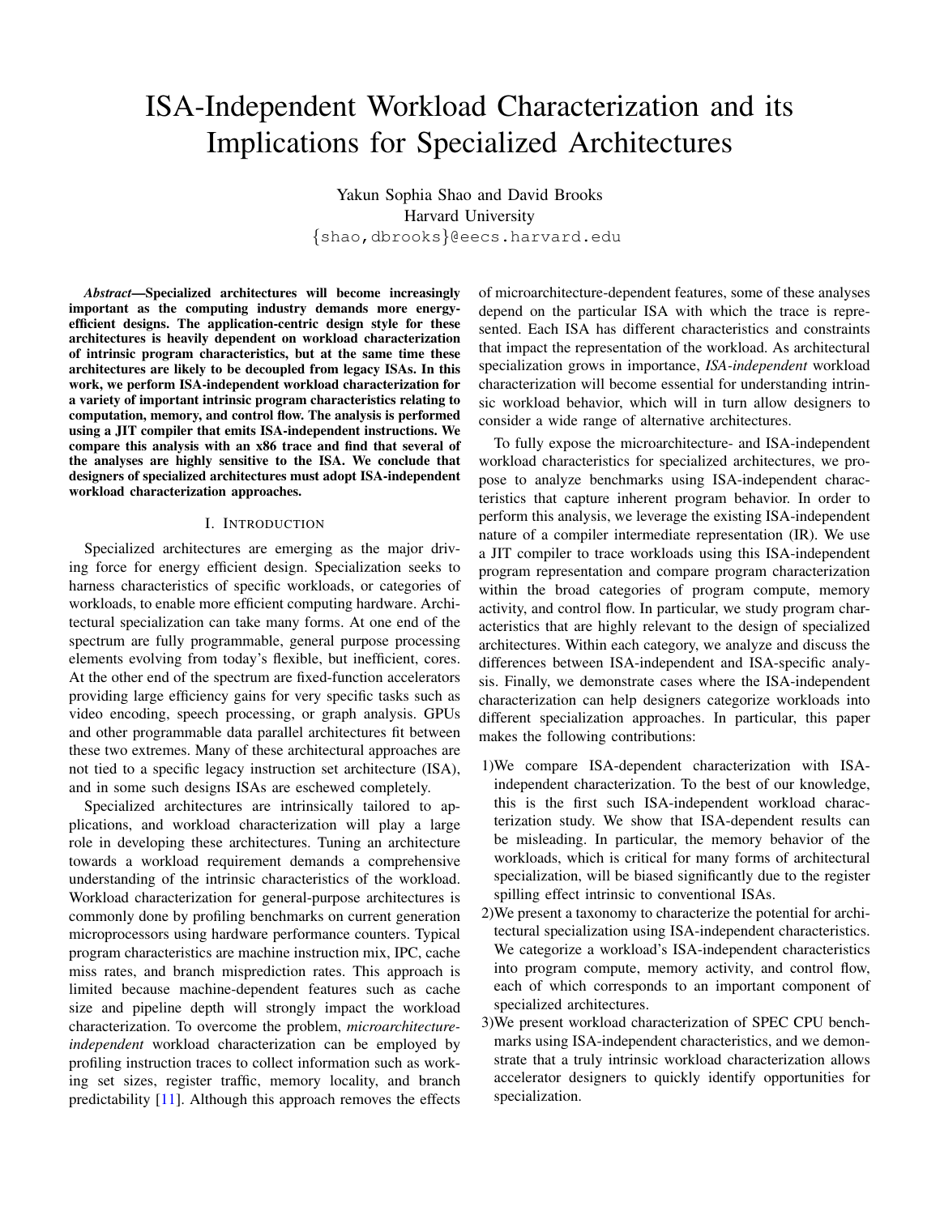# ISA-Independent Workload Characterization and its Implications for Specialized Architectures

Yakun Sophia Shao and David Brooks
Harvard University
{shao,dbrooks}@eecs.harvard.edu

***Abstract*—Specialized architectures will become increasingly important as the computing industry demands more energy-efficient designs. The application-centric design style for these architectures is heavily dependent on workload characterization of intrinsic program characteristics, but at the same time these architectures are likely to be decoupled from legacy ISAs. In this work, we perform ISA-independent workload characterization for a variety of important intrinsic program characteristics relating to computation, memory, and control flow. The analysis is performed using a JIT compiler that emits ISA-independent instructions. We compare this analysis with an x86 trace and find that several of the analyses are highly sensitive to the ISA. We conclude that designers of specialized architectures must adopt ISA-independent workload characterization approaches.**

## I. Introduction

Specialized architectures are emerging as the major driving force for energy efficient design. Specialization seeks to harness characteristics of specific workloads, or categories of workloads, to enable more efficient computing hardware. Architectural specialization can take many forms. At one end of the spectrum are fully programmable, general purpose processing elements evolving from today's flexible, but inefficient, cores. At the other end of the spectrum are fixed-function accelerators providing large efficiency gains for very specific tasks such as video encoding, speech processing, or graph analysis. GPUs and other programmable data parallel architectures fit between these two extremes. Many of these architectural approaches are not tied to a specific legacy instruction set architecture (ISA), and in some such designs ISAs are eschewed completely.

Specialized architectures are intrinsically tailored to applications, and workload characterization will play a large role in developing these architectures. Tuning an architecture towards a workload requirement demands a comprehensive understanding of the intrinsic characteristics of the workload. Workload characterization for general-purpose architectures is commonly done by profiling benchmarks on current generation microprocessors using hardware performance counters. Typical program characteristics are machine instruction mix, IPC, cache miss rates, and branch misprediction rates. This approach is limited because machine-dependent features such as cache size and pipeline depth will strongly impact the workload characterization. To overcome the problem, *microarchitecture-independent* workload characterization can be employed by profiling instruction traces to collect information such as working set sizes, register traffic, memory locality, and branch predictability [11]. Although this approach removes the effects of microarchitecture-dependent features, some of these analyses depend on the particular ISA with which the trace is represented. Each ISA has different characteristics and constraints that impact the representation of the workload. As architectural specialization grows in importance, *ISA-independent* workload characterization will become essential for understanding intrinsic workload behavior, which will in turn allow designers to consider a wide range of alternative architectures.

To fully expose the microarchitecture- and ISA-independent workload characteristics for specialized architectures, we propose to analyze benchmarks using ISA-independent characteristics that capture inherent program behavior. In order to perform this analysis, we leverage the existing ISA-independent nature of a compiler intermediate representation (IR). We use a JIT compiler to trace workloads using this ISA-independent program representation and compare program characterization within the broad categories of program compute, memory activity, and control flow. In particular, we study program characteristics that are highly relevant to the design of specialized architectures. Within each category, we analyze and discuss the differences between ISA-independent and ISA-specific analysis. Finally, we demonstrate cases where the ISA-independent characterization can help designers categorize workloads into different specialization approaches. In particular, this paper makes the following contributions:

1) We compare ISA-dependent characterization with ISA-independent characterization. To the best of our knowledge, this is the first such ISA-independent workload characterization study. We show that ISA-dependent results can be misleading. In particular, the memory behavior of the workloads, which is critical for many forms of architectural specialization, will be biased significantly due to the register spilling effect intrinsic to conventional ISAs.
2) We present a taxonomy to characterize the potential for architectural specialization using ISA-independent characteristics. We categorize a workload's ISA-independent characteristics into program compute, memory activity, and control flow, each of which corresponds to an important component of specialized architectures.
3) We present workload characterization of SPEC CPU benchmarks using ISA-independent characteristics, and we demonstrate that a truly intrinsic workload characterization allows accelerator designers to quickly identify opportunities for specialization.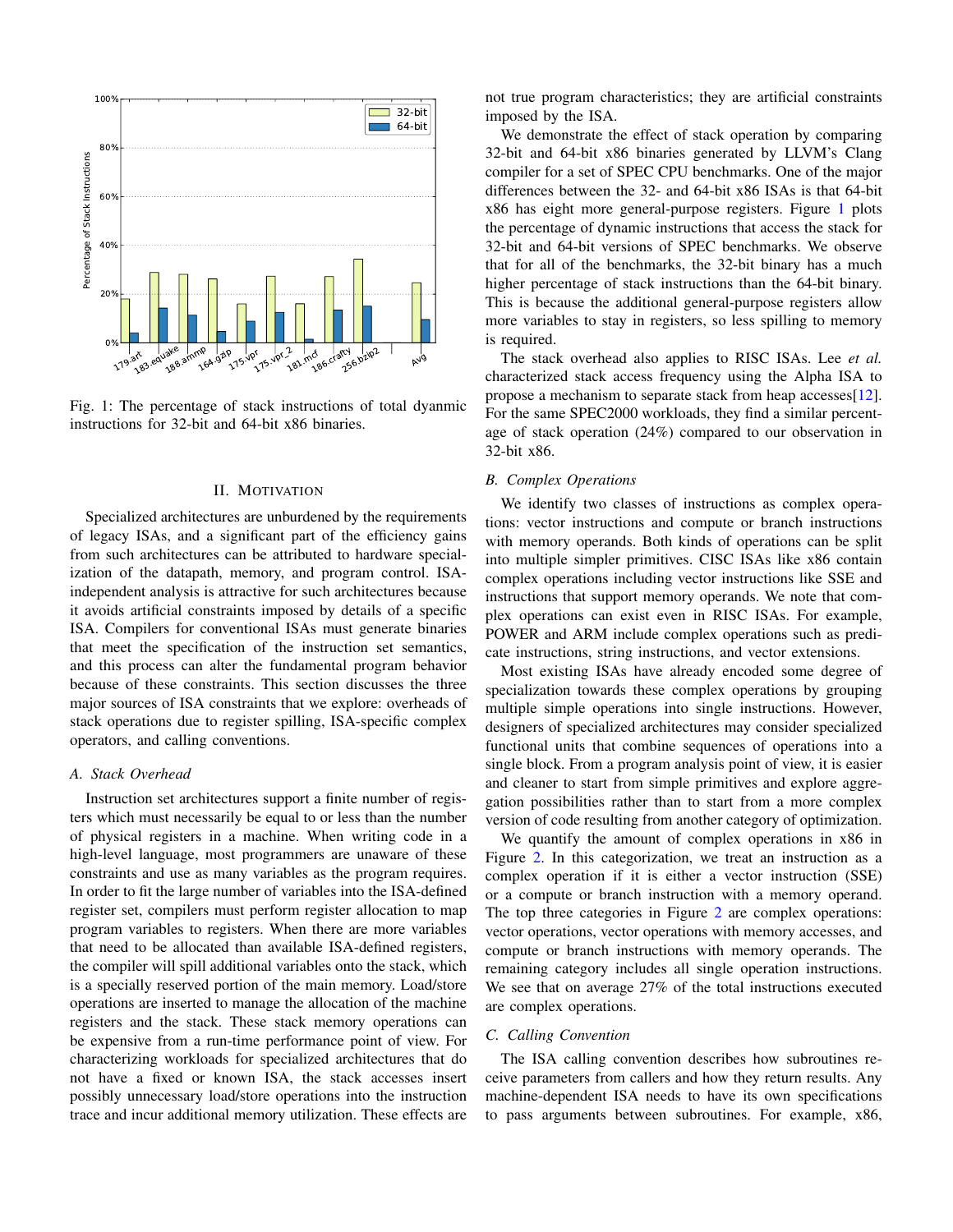100%
80%
60%
40%
20%
0%

Percentage of Stack Instructions

32-bit
64-bit

179.art
183.equake
188.ammp
164.gzip
175.vpr
175.vpr_2
181.mcf
186.crafty
256.bzip2
Avg

Fig. 1: The percentage of stack instructions of total dynamic instructions for 32-bit and 64-bit x86 binaries.

## II. Motivation

Specialized architectures are unburdened by the requirements of legacy ISAs, and a significant part of the efficiency gains from such architectures can be attributed to hardware specialization of the datapath, memory, and program control. ISA-independent analysis is attractive for such architectures because it avoids artificial constraints imposed by details of a specific ISA. Compilers for conventional ISAs must generate binaries that meet the specification of the instruction set semantics, and this process can alter the fundamental program behavior because of these constraints. This section discusses the three major sources of ISA constraints that we explore: overheads of stack operations due to register spilling, ISA-specific complex operators, and calling conventions.

### A. Stack Overhead

Instruction set architectures support a finite number of registers which must necessarily be equal to or less than the number of physical registers in a machine. When writing code in a high-level language, most programmers are unaware of these constraints and use as many variables as the program requires. In order to fit the large number of variables into the ISA-defined register set, compilers must perform register allocation to map program variables to registers. When there are more variables that need to be allocated than available ISA-defined registers, the compiler will spill additional variables onto the stack, which is a specially reserved portion of the main memory. Load/store operations are inserted to manage the allocation of the machine registers and the stack. These stack memory operations can be expensive from a run-time performance point of view. For characterizing workloads for specialized architectures that do not have a fixed or known ISA, the stack accesses insert possibly unnecessary load/store operations into the instruction trace and incur additional memory utilization. These effects are not true program characteristics; they are artificial constraints imposed by the ISA.

We demonstrate the effect of stack operation by comparing 32-bit and 64-bit x86 binaries generated by LLVM's Clang compiler for a set of SPEC CPU benchmarks. One of the major differences between the 32- and 64-bit x86 ISAs is that 64-bit x86 has eight more general-purpose registers. Figure 1 plots the percentage of dynamic instructions that access the stack for 32-bit and 64-bit versions of SPEC benchmarks. We observe that for all of the benchmarks, the 32-bit binary has a much higher percentage of stack instructions than the 64-bit binary. This is because the additional general-purpose registers allow more variables to stay in registers, so less spilling to memory is required.

The stack overhead also applies to RISC ISAs. Lee *et al.* characterized stack access frequency using the Alpha ISA to propose a mechanism to separate stack from heap accesses[12]. For the same SPEC2000 workloads, they find a similar percentage of stack operation (24%) compared to our observation in 32-bit x86.

### B. Complex Operations

We identify two classes of instructions as complex operations: vector instructions and compute or branch instructions with memory operands. Both kinds of operations can be split into multiple simpler primitives. CISC ISAs like x86 contain complex operations including vector instructions like SSE and instructions that support memory operands. We note that complex operations can exist even in RISC ISAs. For example, POWER and ARM include complex operations such as predicate instructions, string instructions, and vector extensions.

Most existing ISAs have already encoded some degree of specialization towards these complex operations by grouping multiple simple operations into single instructions. However, designers of specialized architectures may consider specialized functional units that combine sequences of operations into a single block. From a program analysis point of view, it is easier and cleaner to start from simple primitives and explore aggregation possibilities rather than to start from a more complex version of code resulting from another category of optimization.

We quantify the amount of complex operations in x86 in Figure 2. In this categorization, we treat an instruction as a complex operation if it is either a vector instruction (SSE) or a compute or branch instruction with a memory operand. The top three categories in Figure 2 are complex operations: vector operations, vector operations with memory accesses, and compute or branch instructions with memory operands. The remaining category includes all single operation instructions. We see that on average 27% of the total instructions executed are complex operations.

### C. Calling Convention

The ISA calling convention describes how subroutines receive parameters from callers and how they return results. Any machine-dependent ISA needs to have its own specifications to pass arguments between subroutines. For example, x86,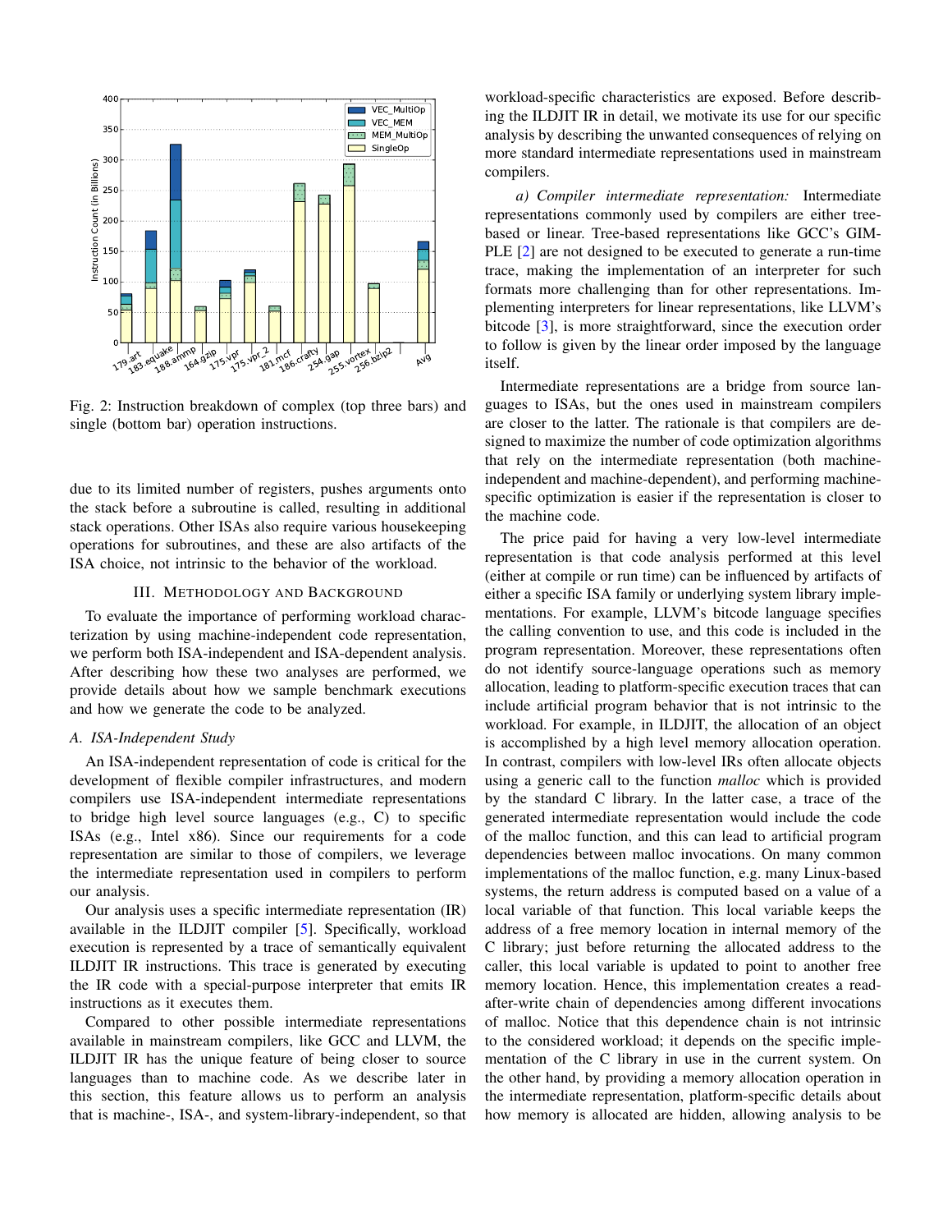Fig. 2: Instruction breakdown of complex (top three bars) and single (bottom bar) operation instructions.

due to its limited number of registers, pushes arguments onto the stack before a subroutine is called, resulting in additional stack operations. Other ISAs also require various housekeeping operations for subroutines, and these are also artifacts of the ISA choice, not intrinsic to the behavior of the workload.

## III. Methodology and Background

To evaluate the importance of performing workload characterization by using machine-independent code representation, we perform both ISA-independent and ISA-dependent analysis. After describing how these two analyses are performed, we provide details about how we sample benchmark executions and how we generate the code to be analyzed.

### A. ISA-Independent Study

An ISA-independent representation of code is critical for the development of flexible compiler infrastructures, and modern compilers use ISA-independent intermediate representations to bridge high level source languages (e.g., C) to specific ISAs (e.g., Intel x86). Since our requirements for a code representation are similar to those of compilers, we leverage the intermediate representation used in compilers to perform our analysis.

Our analysis uses a specific intermediate representation (IR) available in the ILDJIT compiler [5]. Specifically, workload execution is represented by a trace of semantically equivalent ILDJIT IR instructions. This trace is generated by executing the IR code with a special-purpose interpreter that emits IR instructions as it executes them.

Compared to other possible intermediate representations available in mainstream compilers, like GCC and LLVM, the ILDJIT IR has the unique feature of being closer to source languages than to machine code. As we describe later in this section, this feature allows us to perform an analysis that is machine-, ISA-, and system-library-independent, so that workload-specific characteristics are exposed. Before describing the ILDJIT IR in detail, we motivate its use for our specific analysis by describing the unwanted consequences of relying on more standard intermediate representations used in mainstream compilers.

*a) Compiler intermediate representation:* Intermediate representations commonly used by compilers are either tree-based or linear. Tree-based representations like GCC's GIMPLE [2] are not designed to be executed to generate a run-time trace, making the implementation of an interpreter for such formats more challenging than for other representations. Implementing interpreters for linear representations, like LLVM's bitcode [3], is more straightforward, since the execution order to follow is given by the linear order imposed by the language itself.

Intermediate representations are a bridge from source languages to ISAs, but the ones used in mainstream compilers are closer to the latter. The rationale is that compilers are designed to maximize the number of code optimization algorithms that rely on the intermediate representation (both machine-independent and machine-dependent), and performing machine-specific optimization is easier if the representation is closer to the machine code.

The price paid for having a very low-level intermediate representation is that code analysis performed at this level (either at compile or run time) can be influenced by artifacts of either a specific ISA family or underlying system library implementations. For example, LLVM's bitcode language specifies the calling convention to use, and this code is included in the program representation. Moreover, these representations often do not identify source-language operations such as memory allocation, leading to platform-specific execution traces that can include artificial program behavior that is not intrinsic to the workload. For example, in ILDJIT, the allocation of an object is accomplished by a high level memory allocation operation. In contrast, compilers with low-level IRs often allocate objects using a generic call to the function *malloc* which is provided by the standard C library. In the latter case, a trace of the generated intermediate representation would include the code of the malloc function, and this can lead to artificial program dependencies between malloc invocations. On many common implementations of the malloc function, e.g. many Linux-based systems, the return address is computed based on a value of a local variable of that function. This local variable keeps the address of a free memory location in internal memory of the C library; just before returning the allocated address to the caller, this local variable is updated to point to another free memory location. Hence, this implementation creates a read-after-write chain of dependencies among different invocations of malloc. Notice that this dependence chain is not intrinsic to the considered workload; it depends on the specific implementation of the C library in use in the current system. On the other hand, by providing a memory allocation operation in the intermediate representation, platform-specific details about how memory is allocated are hidden, allowing analysis to be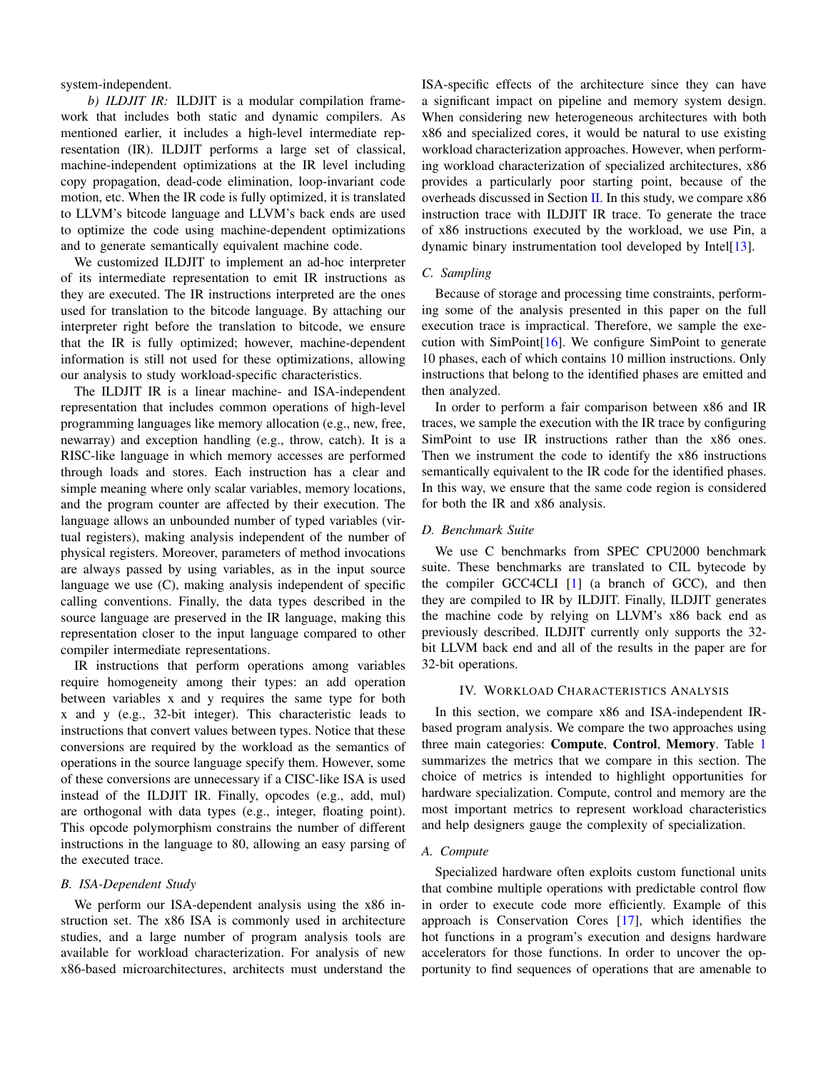system-independent.

*b) ILDJIT IR:* ILDJIT is a modular compilation framework that includes both static and dynamic compilers. As mentioned earlier, it includes a high-level intermediate representation (IR). ILDJIT performs a large set of classical, machine-independent optimizations at the IR level including copy propagation, dead-code elimination, loop-invariant code motion, etc. When the IR code is fully optimized, it is translated to LLVM's bitcode language and LLVM's back ends are used to optimize the code using machine-dependent optimizations and to generate semantically equivalent machine code.

We customized ILDJIT to implement an ad-hoc interpreter of its intermediate representation to emit IR instructions as they are executed. The IR instructions interpreted are the ones used for translation to the bitcode language. By attaching our interpreter right before the translation to bitcode, we ensure that the IR is fully optimized; however, machine-dependent information is still not used for these optimizations, allowing our analysis to study workload-specific characteristics.

The ILDJIT IR is a linear machine- and ISA-independent representation that includes common operations of high-level programming languages like memory allocation (e.g., new, free, newarray) and exception handling (e.g., throw, catch). It is a RISC-like language in which memory accesses are performed through loads and stores. Each instruction has a clear and simple meaning where only scalar variables, memory locations, and the program counter are affected by their execution. The language allows an unbounded number of typed variables (virtual registers), making analysis independent of the number of physical registers. Moreover, parameters of method invocations are always passed by using variables, as in the input source language we use (C), making analysis independent of specific calling conventions. Finally, the data types described in the source language are preserved in the IR language, making this representation closer to the input language compared to other compiler intermediate representations.

IR instructions that perform operations among variables require homogeneity among their types: an add operation between variables x and y requires the same type for both x and y (e.g., 32-bit integer). This characteristic leads to instructions that convert values between types. Notice that these conversions are required by the workload as the semantics of operations in the source language specify them. However, some of these conversions are unnecessary if a CISC-like ISA is used instead of the ILDJIT IR. Finally, opcodes (e.g., add, mul) are orthogonal with data types (e.g., integer, floating point). This opcode polymorphism constrains the number of different instructions in the language to 80, allowing an easy parsing of the executed trace.

### B. ISA-Dependent Study

We perform our ISA-dependent analysis using the x86 instruction set. The x86 ISA is commonly used in architecture studies, and a large number of program analysis tools are available for workload characterization. For analysis of new x86-based microarchitectures, architects must understand the ISA-specific effects of the architecture since they can have a significant impact on pipeline and memory system design. When considering new heterogeneous architectures with both x86 and specialized cores, it would be natural to use existing workload characterization approaches. However, when performing workload characterization of specialized architectures, x86 provides a particularly poor starting point, because of the overheads discussed in Section II. In this study, we compare x86 instruction trace with ILDJIT IR trace. To generate the trace of x86 instructions executed by the workload, we use Pin, a dynamic binary instrumentation tool developed by Intel[13].

### C. Sampling

Because of storage and processing time constraints, performing some of the analysis presented in this paper on the full execution trace is impractical. Therefore, we sample the execution with SimPoint[16]. We configure SimPoint to generate 10 phases, each of which contains 10 million instructions. Only instructions that belong to the identified phases are emitted and then analyzed.

In order to perform a fair comparison between x86 and IR traces, we sample the execution with the IR trace by configuring SimPoint to use IR instructions rather than the x86 ones. Then we instrument the code to identify the x86 instructions semantically equivalent to the IR code for the identified phases. In this way, we ensure that the same code region is considered for both the IR and x86 analysis.

### D. Benchmark Suite

We use C benchmarks from SPEC CPU2000 benchmark suite. These benchmarks are translated to CIL bytecode by the compiler GCC4CLI [1] (a branch of GCC), and then they are compiled to IR by ILDJIT. Finally, ILDJIT generates the machine code by relying on LLVM's x86 back end as previously described. ILDJIT currently only supports the 32-bit LLVM back end and all of the results in the paper are for 32-bit operations.

## IV. Workload Characteristics Analysis

In this section, we compare x86 and ISA-independent IR-based program analysis. We compare the two approaches using three main categories: **Compute**, **Control**, **Memory**. Table 1 summarizes the metrics that we compare in this section. The choice of metrics is intended to highlight opportunities for hardware specialization. Compute, control and memory are the most important metrics to represent workload characteristics and help designers gauge the complexity of specialization.

### A. Compute

Specialized hardware often exploits custom functional units that combine multiple operations with predictable control flow in order to execute code more efficiently. Example of this approach is Conservation Cores [17], which identifies the hot functions in a program's execution and designs hardware accelerators for those functions. In order to uncover the opportunity to find sequences of operations that are amenable to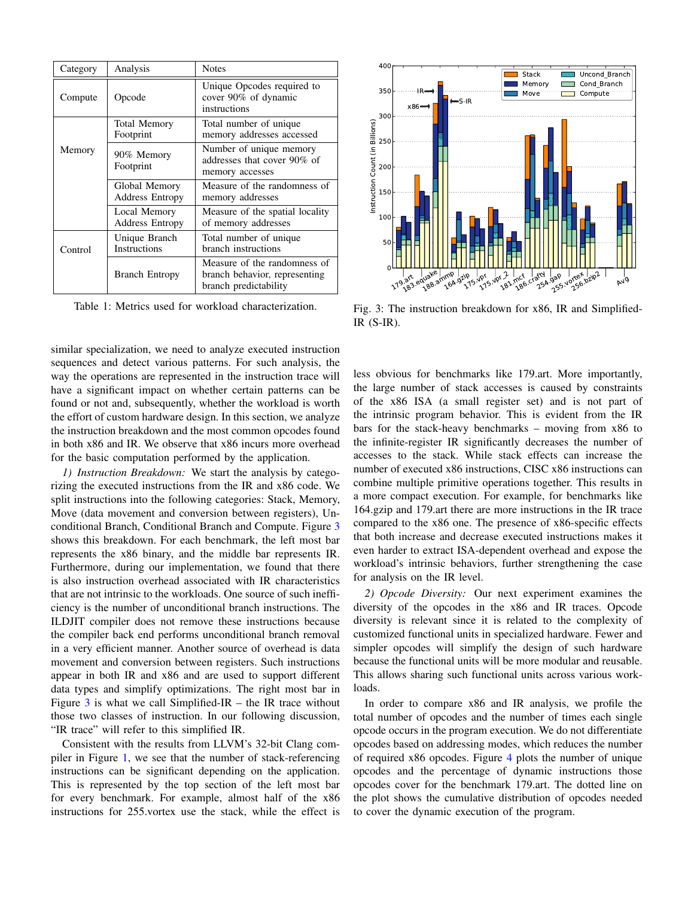| Category | Analysis | Notes |
|---|---|---|
| Compute | Opcode | Unique Opcodes required to cover 90% of dynamic instructions |
| Memory | Total Memory Footprint | Total number of unique memory addresses accessed |
| | 90% Memory Footprint | Number of unique memory addresses that cover 90% of memory accesses |
| | Global Memory Address Entropy | Measure of the randomness of memory addresses |
| | Local Memory Address Entropy | Measure of the spatial locality of memory addresses |
| Control | Unique Branch Instructions | Total number of unique branch instructions |
| | Branch Entropy | Measure of the randomness of branch behavior, representing branch predictability |

Table 1: Metrics used for workload characterization.

Fig. 3: The instruction breakdown for x86, IR and Simplified-IR (S-IR).

similar specialization, we need to analyze executed instruction sequences and detect various patterns. For such analysis, the way the operations are represented in the instruction trace will have a significant impact on whether certain patterns can be found or not and, subsequently, whether the workload is worth the effort of custom hardware design. In this section, we analyze the instruction breakdown and the most common opcodes found in both x86 and IR. We observe that x86 incurs more overhead for the basic computation performed by the application.

*1) Instruction Breakdown:* We start the analysis by categorizing the executed instructions from the IR and x86 code. We split instructions into the following categories: Stack, Memory, Move (data movement and conversion between registers), Unconditional Branch, Conditional Branch and Compute. Figure 3 shows this breakdown. For each benchmark, the left most bar represents the x86 binary, and the middle bar represents IR. Furthermore, during our implementation, we found that there is also instruction overhead associated with IR characteristics that are not intrinsic to the workloads. One source of such inefficiency is the number of unconditional branch instructions. The ILDJIT compiler does not remove these instructions because the compiler back end performs unconditional branch removal in a very efficient manner. Another source of overhead is data movement and conversion between registers. Such instructions appear in both IR and x86 and are used to support different data types and simplify optimizations. The right most bar in Figure 3 is what we call Simplified-IR – the IR trace without those two classes of instruction. In our following discussion, "IR trace" will refer to this simplified IR.

Consistent with the results from LLVM's 32-bit Clang compiler in Figure 1, we see that the number of stack-referencing instructions can be significant depending on the application. This is represented by the top section of the left most bar for every benchmark. For example, almost half of the x86 instructions for 255.vortex use the stack, while the effect is less obvious for benchmarks like 179.art. More importantly, the large number of stack accesses is caused by constraints of the x86 ISA (a small register set) and is not part of the intrinsic program behavior. This is evident from the IR bars for the stack-heavy benchmarks – moving from x86 to the infinite-register IR significantly decreases the number of accesses to the stack. While stack effects can increase the number of executed x86 instructions, CISC x86 instructions can combine multiple primitive operations together. This results in a more compact execution. For example, for benchmarks like 164.gzip and 179.art there are more instructions in the IR trace compared to the x86 one. The presence of x86-specific effects that both increase and decrease executed instructions makes it even harder to extract ISA-dependent overhead and expose the workload's intrinsic behaviors, further strengthening the case for analysis on the IR level.

*2) Opcode Diversity:* Our next experiment examines the diversity of the opcodes in the x86 and IR traces. Opcode diversity is relevant since it is related to the complexity of customized functional units in specialized hardware. Fewer and simpler opcodes will simplify the design of such hardware because the functional units will be more modular and reusable. This allows sharing such functional units across various workloads.

In order to compare x86 and IR analysis, we profile the total number of opcodes and the number of times each single opcode occurs in the program execution. We do not differentiate opcodes based on addressing modes, which reduces the number of required x86 opcodes. Figure 4 plots the number of unique opcodes and the percentage of dynamic instructions those opcodes cover for the benchmark 179.art. The dotted line on the plot shows the cumulative distribution of opcodes needed to cover the dynamic execution of the program.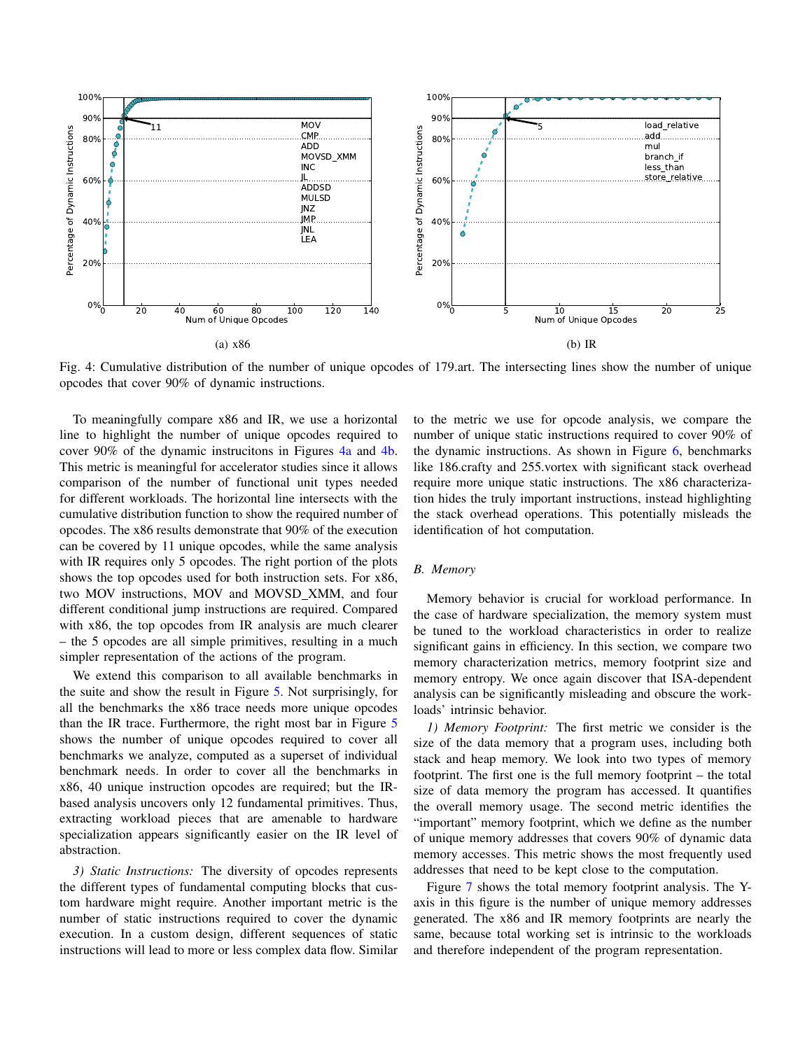(a) x86

(b) IR

Fig. 4: Cumulative distribution of the number of unique opcodes of 179.art. The intersecting lines show the number of unique opcodes that cover 90% of dynamic instructions.

To meaningfully compare x86 and IR, we use a horizontal line to highlight the number of unique opcodes required to cover 90% of the dynamic instrucitons in Figures 4a and 4b. This metric is meaningful for accelerator studies since it allows comparison of the number of functional unit types needed for different workloads. The horizontal line intersects with the cumulative distribution function to show the required number of opcodes. The x86 results demonstrate that 90% of the execution can be covered by 11 unique opcodes, while the same analysis with IR requires only 5 opcodes. The right portion of the plots shows the top opcodes used for both instruction sets. For x86, two MOV instructions, MOV and MOVSD_XMM, and four different conditional jump instructions are required. Compared with x86, the top opcodes from IR analysis are much clearer – the 5 opcodes are all simple primitives, resulting in a much simpler representation of the actions of the program.

We extend this comparison to all available benchmarks in the suite and show the result in Figure 5. Not surprisingly, for all the benchmarks the x86 trace needs more unique opcodes than the IR trace. Furthermore, the right most bar in Figure 5 shows the number of unique opcodes required to cover all benchmarks we analyze, computed as a superset of individual benchmark needs. In order to cover all the benchmarks in x86, 40 unique instruction opcodes are required; but the IR-based analysis uncovers only 12 fundamental primitives. Thus, extracting workload pieces that are amenable to hardware specialization appears significantly easier on the IR level of abstraction.

*3) Static Instructions:* The diversity of opcodes represents the different types of fundamental computing blocks that custom hardware might require. Another important metric is the number of static instructions required to cover the dynamic execution. In a custom design, different sequences of static instructions will lead to more or less complex data flow. Similar to the metric we use for opcode analysis, we compare the number of unique static instructions required to cover 90% of the dynamic instructions. As shown in Figure 6, benchmarks like 186.crafty and 255.vortex with significant stack overhead require more unique static instructions. The x86 characterization hides the truly important instructions, instead highlighting the stack overhead operations. This potentially misleads the identification of hot computation.

### B. Memory

Memory behavior is crucial for workload performance. In the case of hardware specialization, the memory system must be tuned to the workload characteristics in order to realize significant gains in efficiency. In this section, we compare two memory characterization metrics, memory footprint size and memory entropy. We once again discover that ISA-dependent analysis can be significantly misleading and obscure the workloads' intrinsic behavior.

*1) Memory Footprint:* The first metric we consider is the size of the data memory that a program uses, including both stack and heap memory. We look into two types of memory footprint. The first one is the full memory footprint – the total size of data memory the program has accessed. It quantifies the overall memory usage. The second metric identifies the "important" memory footprint, which we define as the number of unique memory addresses that covers 90% of dynamic data memory accesses. This metric shows the most frequently used addresses that need to be kept close to the computation.

Figure 7 shows the total memory footprint analysis. The Y-axis in this figure is the number of unique memory addresses generated. The x86 and IR memory footprints are nearly the same, because total working set is intrinsic to the workloads and therefore independent of the program representation.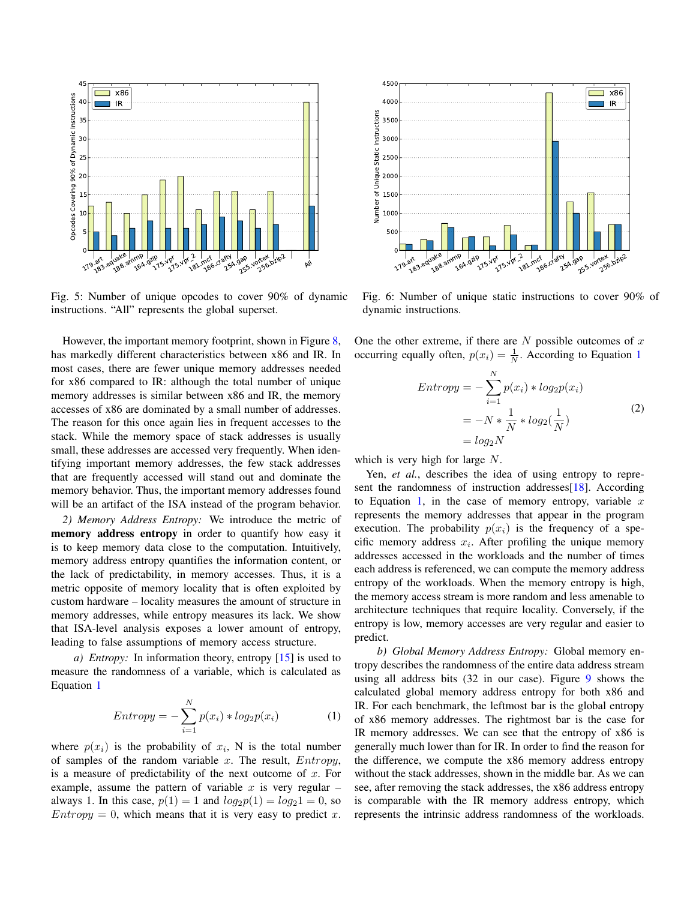Fig. 5: Number of unique opcodes to cover 90% of dynamic instructions. “All” represents the global superset.

Fig. 6: Number of unique static instructions to cover 90% of dynamic instructions.

However, the important memory footprint, shown in Figure 8, has markedly different characteristics between x86 and IR. In most cases, there are fewer unique memory addresses needed for x86 compared to IR: although the total number of unique memory addresses is similar between x86 and IR, the memory accesses of x86 are dominated by a small number of addresses. The reason for this once again lies in frequent accesses to the stack. While the memory space of stack addresses is usually small, these addresses are accessed very frequently. When identifying important memory addresses, the few stack addresses that are frequently accessed will stand out and dominate the memory behavior. Thus, the important memory addresses found will be an artifact of the ISA instead of the program behavior.

*2) Memory Address Entropy:* We introduce the metric of **memory address entropy** in order to quantify how easy it is to keep memory data close to the computation. Intuitively, memory address entropy quantifies the information content, or the lack of predictability, in memory accesses. Thus, it is a metric opposite of memory locality that is often exploited by custom hardware – locality measures the amount of structure in memory addresses, while entropy measures its lack. We show that ISA-level analysis exposes a lower amount of entropy, leading to false assumptions of memory access structure.

*a) Entropy:* In information theory, entropy [15] is used to measure the randomness of a variable, which is calculated as Equation 1

$$Entropy = -\sum_{i=1}^{N} p(x_i) * log_2 p(x_i) \tag{1}$$

where $p(x_i)$ is the probability of $x_i$, N is the total number of samples of the random variable $x$. The result, $Entropy$, is a measure of predictability of the next outcome of $x$. For example, assume the pattern of variable $x$ is very regular – always 1. In this case, $p(1) = 1$ and $log_2 p(1) = log_2 1 = 0$, so $Entropy = 0$, which means that it is very easy to predict $x$.

One the other extreme, if there are $N$ possible outcomes of $x$ occurring equally often, $p(x_i) = \frac{1}{N}$. According to Equation 1

$$\begin{aligned} Entropy &= -\sum_{i=1}^{N} p(x_i) * log_2 p(x_i) \\ &= -N * \frac{1}{N} * log_2(\frac{1}{N}) \\ &= log_2 N \end{aligned} \tag{2}$$

which is very high for large $N$.

Yen, *et al.*, describes the idea of using entropy to represent the randomness of instruction addresses[18]. According to Equation 1, in the case of memory entropy, variable $x$ represents the memory addresses that appear in the program execution. The probability $p(x_i)$ is the frequency of a specific memory address $x_i$. After profiling the unique memory addresses accessed in the workloads and the number of times each address is referenced, we can compute the memory address entropy of the workloads. When the memory entropy is high, the memory access stream is more random and less amenable to architecture techniques that require locality. Conversely, if the entropy is low, memory accesses are very regular and easier to predict.

*b) Global Memory Address Entropy:* Global memory entropy describes the randomness of the entire data address stream using all address bits (32 in our case). Figure 9 shows the calculated global memory address entropy for both x86 and IR. For each benchmark, the leftmost bar is the global entropy of x86 memory addresses. The rightmost bar is the case for IR memory addresses. We can see that the entropy of x86 is generally much lower than for IR. In order to find the reason for the difference, we compute the x86 memory address entropy without the stack addresses, shown in the middle bar. As we can see, after removing the stack addresses, the x86 address entropy is comparable with the IR memory address entropy, which represents the intrinsic address randomness of the workloads.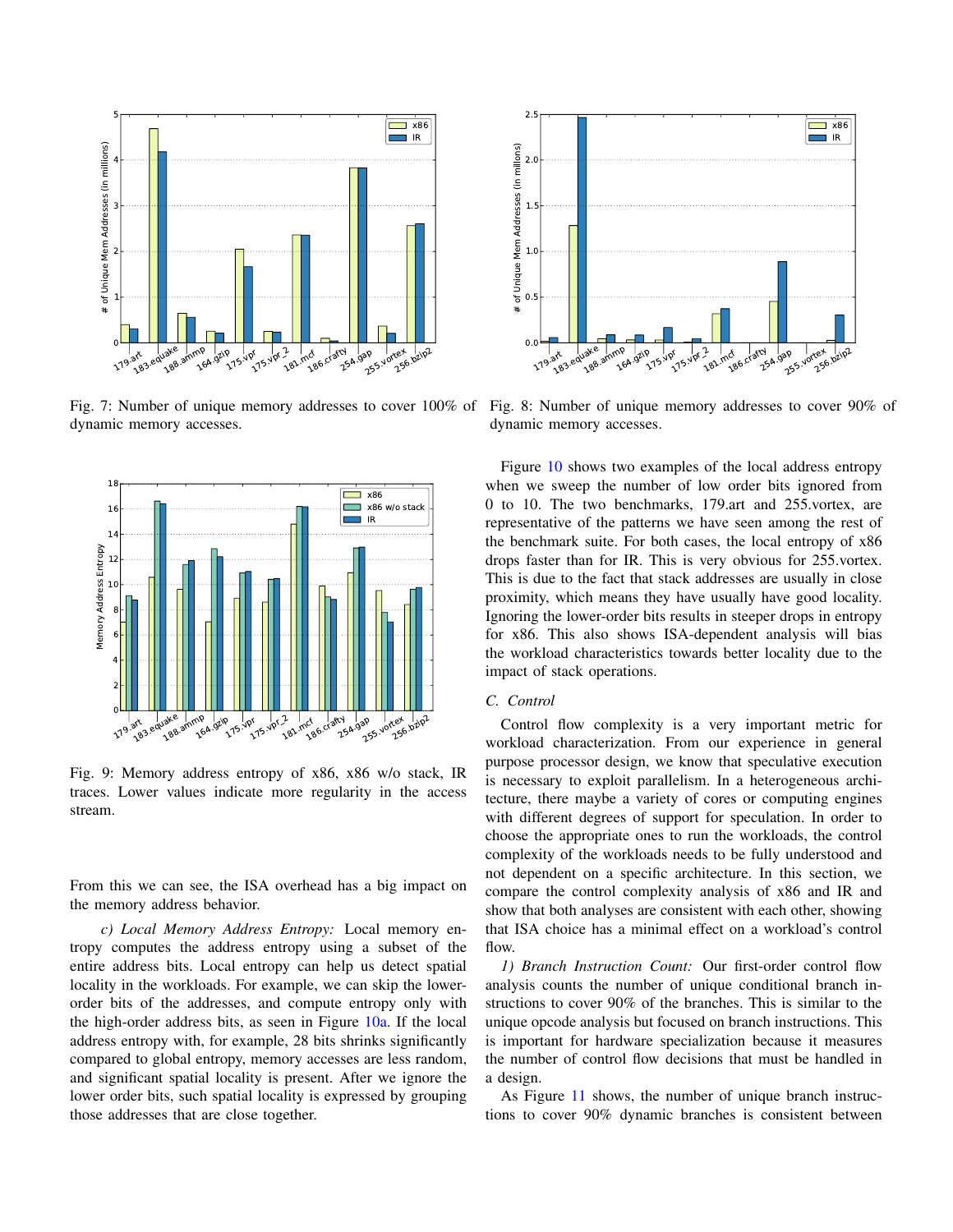Fig. 7: Number of unique memory addresses to cover 100% of dynamic memory accesses.

Fig. 8: Number of unique memory addresses to cover 90% of dynamic memory accesses.

Fig. 9: Memory address entropy of x86, x86 w/o stack, IR traces. Lower values indicate more regularity in the access stream.

From this we can see, the ISA overhead has a big impact on the memory address behavior.

*c) Local Memory Address Entropy:* Local memory entropy computes the address entropy using a subset of the entire address bits. Local entropy can help us detect spatial locality in the workloads. For example, we can skip the lower-order bits of the addresses, and compute entropy only with the high-order address bits, as seen in Figure 10a. If the local address entropy with, for example, 28 bits shrinks significantly compared to global entropy, memory accesses are less random, and significant spatial locality is present. After we ignore the lower order bits, such spatial locality is expressed by grouping those addresses that are close together.

Figure 10 shows two examples of the local address entropy when we sweep the number of low order bits ignored from 0 to 10. The two benchmarks, 179.art and 255.vortex, are representative of the patterns we have seen among the rest of the benchmark suite. For both cases, the local entropy of x86 drops faster than for IR. This is very obvious for 255.vortex. This is due to the fact that stack addresses are usually in close proximity, which means they have usually have good locality. Ignoring the lower-order bits results in steeper drops in entropy for x86. This also shows ISA-dependent analysis will bias the workload characteristics towards better locality due to the impact of stack operations.

### C. Control

Control flow complexity is a very important metric for workload characterization. From our experience in general purpose processor design, we know that speculative execution is necessary to exploit parallelism. In a heterogeneous architecture, there maybe a variety of cores or computing engines with different degrees of support for speculation. In order to choose the appropriate ones to run the workloads, the control complexity of the workloads needs to be fully understood and not dependent on a specific architecture. In this section, we compare the control complexity analysis of x86 and IR and show that both analyses are consistent with each other, showing that ISA choice has a minimal effect on a workload's control flow.

*1) Branch Instruction Count:* Our first-order control flow analysis counts the number of unique conditional branch instructions to cover 90% of the branches. This is similar to the unique opcode analysis but focused on branch instructions. This is important for hardware specialization because it measures the number of control flow decisions that must be handled in a design.

As Figure 11 shows, the number of unique branch instructions to cover 90% dynamic branches is consistent between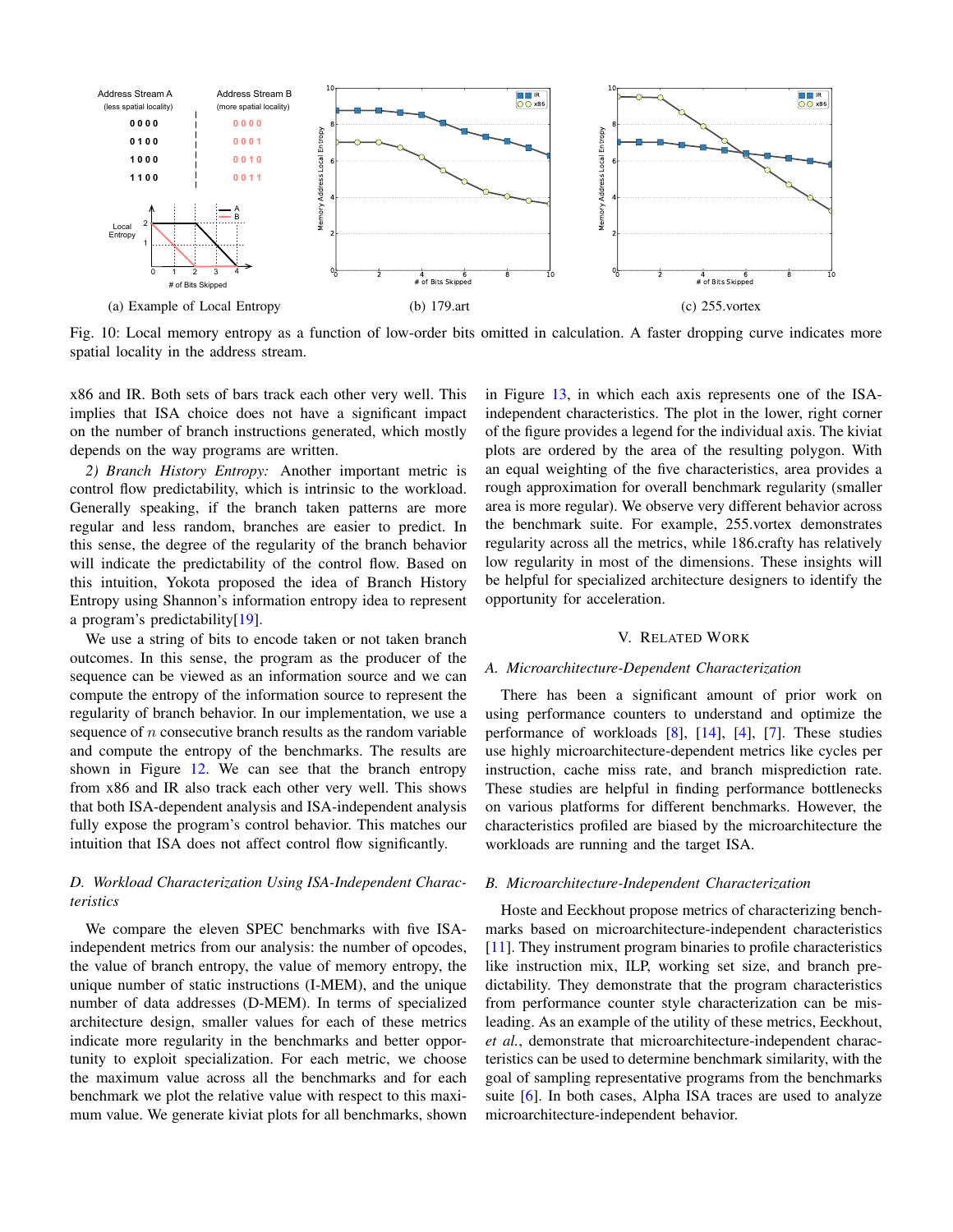Address Stream A
(less spatial locality)

0000
0100
1000
1100

Address Stream B
(more spatial locality)

0000
0001
0010
0011

Local Entropy

2
1
0

0 1 2 3 4

# of Bits Skipped

A
B

(a) Example of Local Entropy

Memory Address Local Entropy

10
8
6
4
2
0

0 2 4 6 8 10

# of Bits Skipped

IR
x86

(b) 179.art

Memory Address Local Entropy

10
8
6
4
2
0

0 2 4 6 8 10

# of Bits Skipped

IR
x86

(c) 255.vortex

Fig. 10: Local memory entropy as a function of low-order bits omitted in calculation. A faster dropping curve indicates more spatial locality in the address stream.

x86 and IR. Both sets of bars track each other very well. This implies that ISA choice does not have a significant impact on the number of branch instructions generated, which mostly depends on the way programs are written.

*2) Branch History Entropy:* Another important metric is control flow predictability, which is intrinsic to the workload. Generally speaking, if the branch taken patterns are more regular and less random, branches are easier to predict. In this sense, the degree of the regularity of the branch behavior will indicate the predictability of the control flow. Based on this intuition, Yokota proposed the idea of Branch History Entropy using Shannon's information entropy idea to represent a program's predictability[19].

We use a string of bits to encode taken or not taken branch outcomes. In this sense, the program as the producer of the sequence can be viewed as an information source and we can compute the entropy of the information source to represent the regularity of branch behavior. In our implementation, we use a sequence of $n$ consecutive branch results as the random variable and compute the entropy of the benchmarks. The results are shown in Figure 12. We can see that the branch entropy from x86 and IR also track each other very well. This shows that both ISA-dependent analysis and ISA-independent analysis fully expose the program's control behavior. This matches our intuition that ISA does not affect control flow significantly.

### *D. Workload Characterization Using ISA-Independent Characteristics*

We compare the eleven SPEC benchmarks with five ISA-independent metrics from our analysis: the number of opcodes, the value of branch entropy, the value of memory entropy, the unique number of static instructions (I-MEM), and the unique number of data addresses (D-MEM). In terms of specialized architecture design, smaller values for each of these metrics indicate more regularity in the benchmarks and better opportunity to exploit specialization. For each metric, we choose the maximum value across all the benchmarks and for each benchmark we plot the relative value with respect to this maximum value. We generate kiviat plots for all benchmarks, shown in Figure 13, in which each axis represents one of the ISA-independent characteristics. The plot in the lower, right corner of the figure provides a legend for the individual axis. The kiviat plots are ordered by the area of the resulting polygon. With an equal weighting of the five characteristics, area provides a rough approximation for overall benchmark regularity (smaller area is more regular). We observe very different behavior across the benchmark suite. For example, 255.vortex demonstrates regularity across all the metrics, while 186.crafty has relatively low regularity in most of the dimensions. These insights will be helpful for specialized architecture designers to identify the opportunity for acceleration.

## V. Related Work

### *A. Microarchitecture-Dependent Characterization*

There has been a significant amount of prior work on using performance counters to understand and optimize the performance of workloads [8], [14], [4], [7]. These studies use highly microarchitecture-dependent metrics like cycles per instruction, cache miss rate, and branch misprediction rate. These studies are helpful in finding performance bottlenecks on various platforms for different benchmarks. However, the characteristics profiled are biased by the microarchitecture the workloads are running and the target ISA.

### *B. Microarchitecture-Independent Characterization*

Hoste and Eeckhout propose metrics of characterizing benchmarks based on microarchitecture-independent characteristics [11]. They instrument program binaries to profile characteristics like instruction mix, ILP, working set size, and branch predictability. They demonstrate that the program characteristics from performance counter style characterization can be misleading. As an example of the utility of these metrics, Eeckhout, *et al.*, demonstrate that microarchitecture-independent characteristics can be used to determine benchmark similarity, with the goal of sampling representative programs from the benchmarks suite [6]. In both cases, Alpha ISA traces are used to analyze microarchitecture-independent behavior.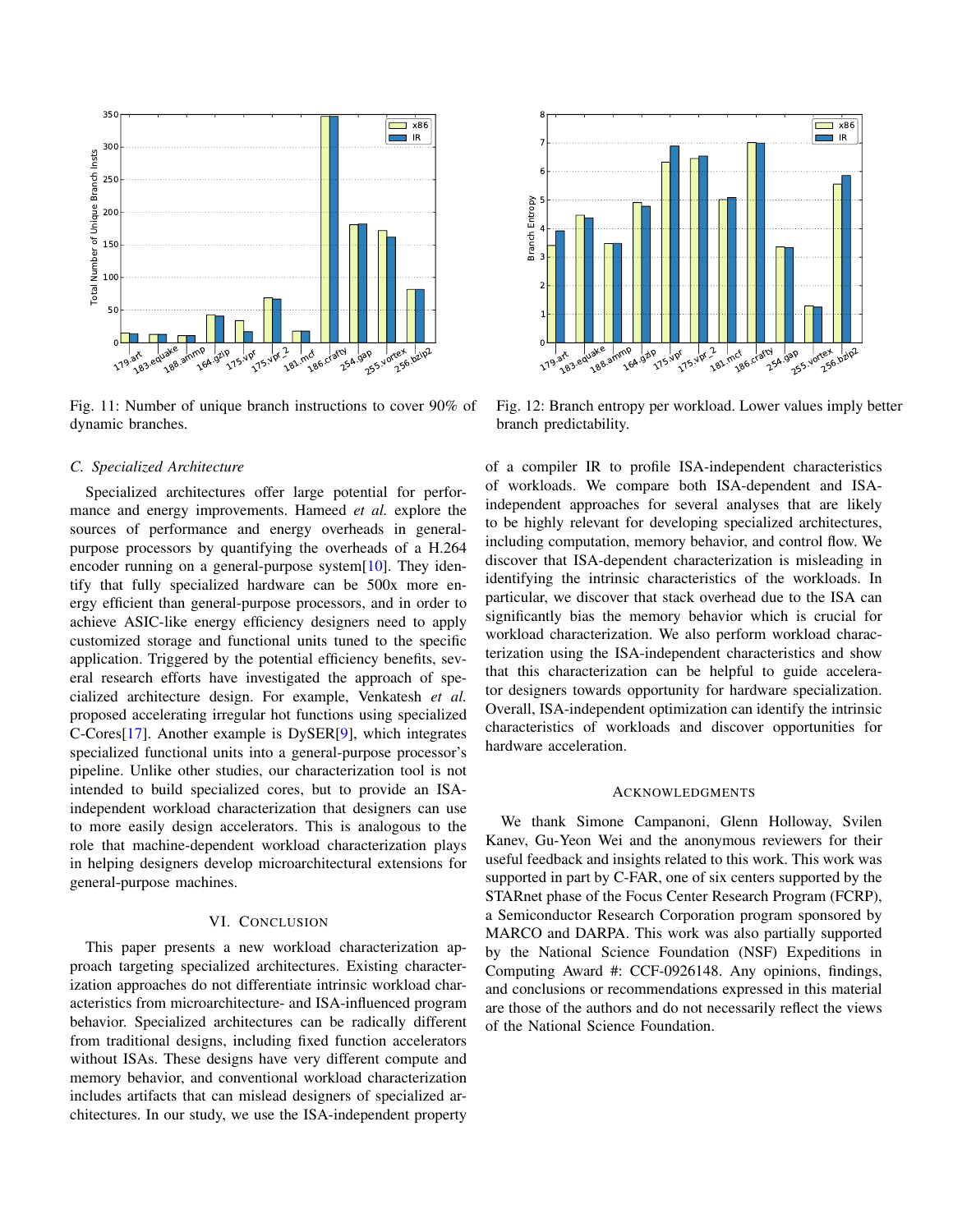Fig. 11: Number of unique branch instructions to cover 90% of dynamic branches.

Fig. 12: Branch entropy per workload. Lower values imply better branch predictability.

### C. Specialized Architecture

Specialized architectures offer large potential for performance and energy improvements. Hameed *et al.* explore the sources of performance and energy overheads in general-purpose processors by quantifying the overheads of a H.264 encoder running on a general-purpose system[10]. They identify that fully specialized hardware can be 500x more energy efficient than general-purpose processors, and in order to achieve ASIC-like energy efficiency designers need to apply customized storage and functional units tuned to the specific application. Triggered by the potential efficiency benefits, several research efforts have investigated the approach of specialized architecture design. For example, Venkatesh *et al.* proposed accelerating irregular hot functions using specialized C-Cores[17]. Another example is DySER[9], which integrates specialized functional units into a general-purpose processor's pipeline. Unlike other studies, our characterization tool is not intended to build specialized cores, but to provide an ISA-independent workload characterization that designers can use to more easily design accelerators. This is analogous to the role that machine-dependent workload characterization plays in helping designers develop microarchitectural extensions for general-purpose machines.

## VI. Conclusion

This paper presents a new workload characterization approach targeting specialized architectures. Existing characterization approaches do not differentiate intrinsic workload characteristics from microarchitecture- and ISA-influenced program behavior. Specialized architectures can be radically different from traditional designs, including fixed function accelerators without ISAs. These designs have very different compute and memory behavior, and conventional workload characterization includes artifacts that can mislead designers of specialized architectures. In our study, we use the ISA-independent property of a compiler IR to profile ISA-independent characteristics of workloads. We compare both ISA-dependent and ISA-independent approaches for several analyses that are likely to be highly relevant for developing specialized architectures, including computation, memory behavior, and control flow. We discover that ISA-dependent characterization is misleading in identifying the intrinsic characteristics of the workloads. In particular, we discover that stack overhead due to the ISA can significantly bias the memory behavior which is crucial for workload characterization. We also perform workload characterization using the ISA-independent characteristics and show that this characterization can be helpful to guide accelerator designers towards opportunity for hardware specialization. Overall, ISA-independent optimization can identify the intrinsic characteristics of workloads and discover opportunities for hardware acceleration.

## Acknowledgments

We thank Simone Campanoni, Glenn Holloway, Svilen Kanev, Gu-Yeon Wei and the anonymous reviewers for their useful feedback and insights related to this work. This work was supported in part by C-FAR, one of six centers supported by the STARnet phase of the Focus Center Research Program (FCRP), a Semiconductor Research Corporation program sponsored by MARCO and DARPA. This work was also partially supported by the National Science Foundation (NSF) Expeditions in Computing Award #: CCF-0926148. Any opinions, findings, and conclusions or recommendations expressed in this material are those of the authors and do not necessarily reflect the views of the National Science Foundation.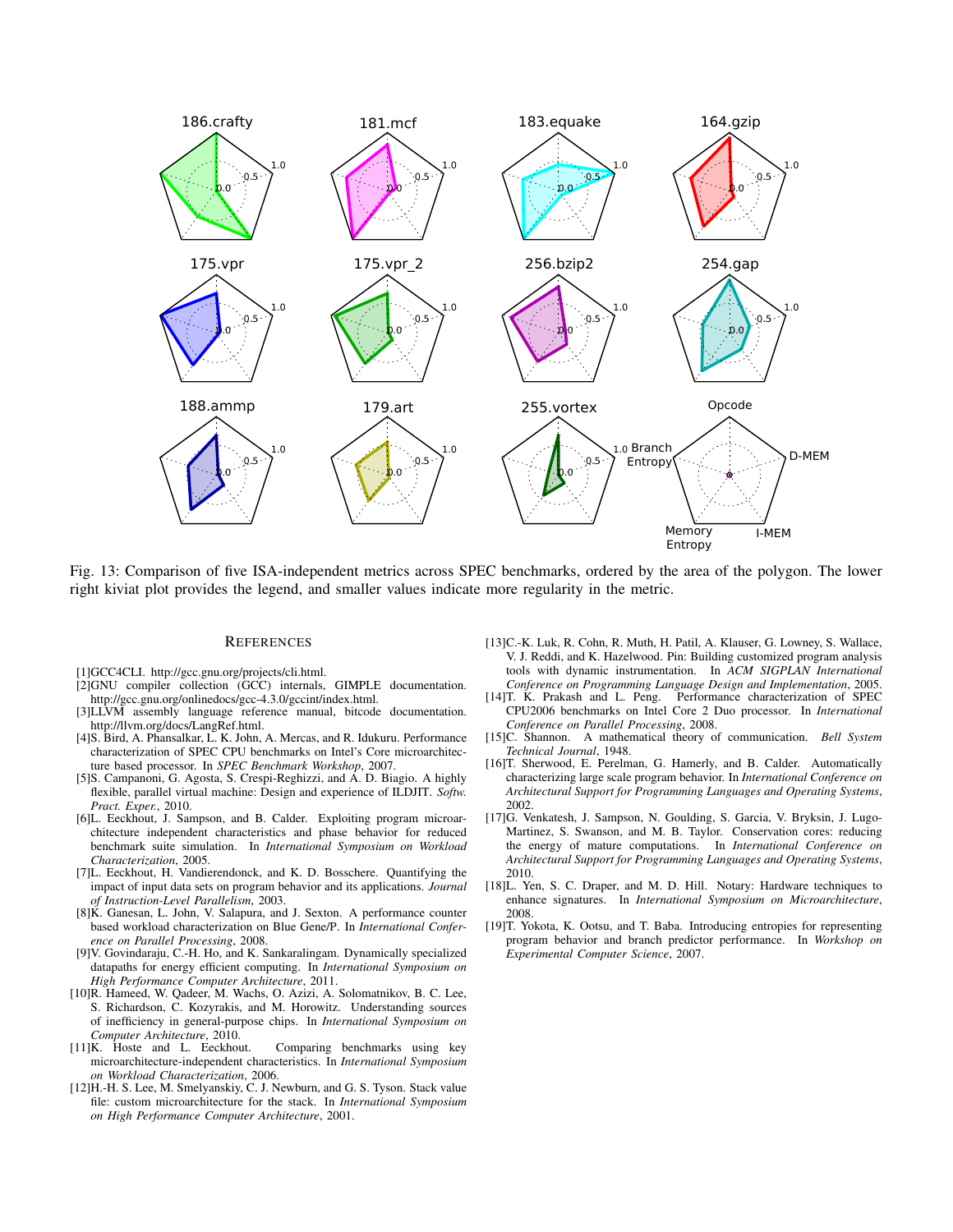186.crafty

181.mcf

183.equake

164.gzip

175.vpr

175.vpr_2

256.bzip2

254.gap

188.ammp

179.art

255.vortex

Opcode

D-MEM

I-MEM

Memory Entropy

Branch Entropy

0.0

0.5

1.0

Fig. 13: Comparison of five ISA-independent metrics across SPEC benchmarks, ordered by the area of the polygon. The lower right kiviat plot provides the legend, and smaller values indicate more regularity in the metric.

## REFERENCES

[1] GCC4CLI. http://gcc.gnu.org/projects/cli.html.

[2] GNU compiler collection (GCC) internals, GIMPLE documentation. http://gcc.gnu.org/onlinedocs/gcc-4.3.0/gccint/index.html.

[3] LLVM assembly language reference manual, bitcode documentation. http://llvm.org/docs/LangRef.html.

[4] S. Bird, A. Phansalkar, L. K. John, A. Mercas, and R. Idukuru. Performance characterization of SPEC CPU benchmarks on Intel's Core microarchitecture based processor. In *SPEC Benchmark Workshop*, 2007.

[5] S. Campanoni, G. Agosta, S. Crespi-Reghizzi, and A. D. Biagio. A highly flexible, parallel virtual machine: Design and experience of ILDJIT. *Softw. Pract. Exper.*, 2010.

[6] L. Eeckhout, J. Sampson, and B. Calder. Exploiting program microarchitecture independent characteristics and phase behavior for reduced benchmark suite simulation. In *International Symposium on Workload Characterization*, 2005.

[7] L. Eeckhout, H. Vandierendonck, and K. D. Bosschere. Quantifying the impact of input data sets on program behavior and its applications. *Journal of Instruction-Level Parallelism*, 2003.

[8] K. Ganesan, L. John, V. Salapura, and J. Sexton. A performance counter based workload characterization on Blue Gene/P. In *International Conference on Parallel Processing*, 2008.

[9] V. Govindaraju, C.-H. Ho, and K. Sankaralingam. Dynamically specialized datapaths for energy efficient computing. In *International Symposium on High Performance Computer Architecture*, 2011.

[10] R. Hameed, W. Qadeer, M. Wachs, O. Azizi, A. Solomatnikov, B. C. Lee, S. Richardson, C. Kozyrakis, and M. Horowitz. Understanding sources of inefficiency in general-purpose chips. In *International Symposium on Computer Architecture*, 2010.

[11] K. Hoste and L. Eeckhout. Comparing benchmarks using key microarchitecture-independent characteristics. In *International Symposium on Workload Characterization*, 2006.

[12] H.-H. S. Lee, M. Smelyanskiy, C. J. Newburn, and G. S. Tyson. Stack value file: custom microarchitecture for the stack. In *International Symposium on High Performance Computer Architecture*, 2001.

[13] C.-K. Luk, R. Cohn, R. Muth, H. Patil, A. Klauser, G. Lowney, S. Wallace, V. J. Reddi, and K. Hazelwood. Pin: Building customized program analysis tools with dynamic instrumentation. In *ACM SIGPLAN International Conference on Programming Language Design and Implementation*, 2005.

[14] T. K. Prakash and L. Peng. Performance characterization of SPEC CPU2006 benchmarks on Intel Core 2 Duo processor. In *International Conference on Parallel Processing*, 2008.

[15] C. Shannon. A mathematical theory of communication. *Bell System Technical Journal*, 1948.

[16] T. Sherwood, E. Perelman, G. Hamerly, and B. Calder. Automatically characterizing large scale program behavior. In *International Conference on Architectural Support for Programming Languages and Operating Systems*, 2002.

[17] G. Venkatesh, J. Sampson, N. Goulding, S. Garcia, V. Bryksin, J. Lugo-Martinez, S. Swanson, and M. B. Taylor. Conservation cores: reducing the energy of mature computations. In *International Conference on Architectural Support for Programming Languages and Operating Systems*, 2010.

[18] L. Yen, S. C. Draper, and M. D. Hill. Notary: Hardware techniques to enhance signatures. In *International Symposium on Microarchitecture*, 2008.

[19] T. Yokota, K. Ootsu, and T. Baba. Introducing entropies for representing program behavior and branch predictor performance. In *Workshop on Experimental Computer Science*, 2007.